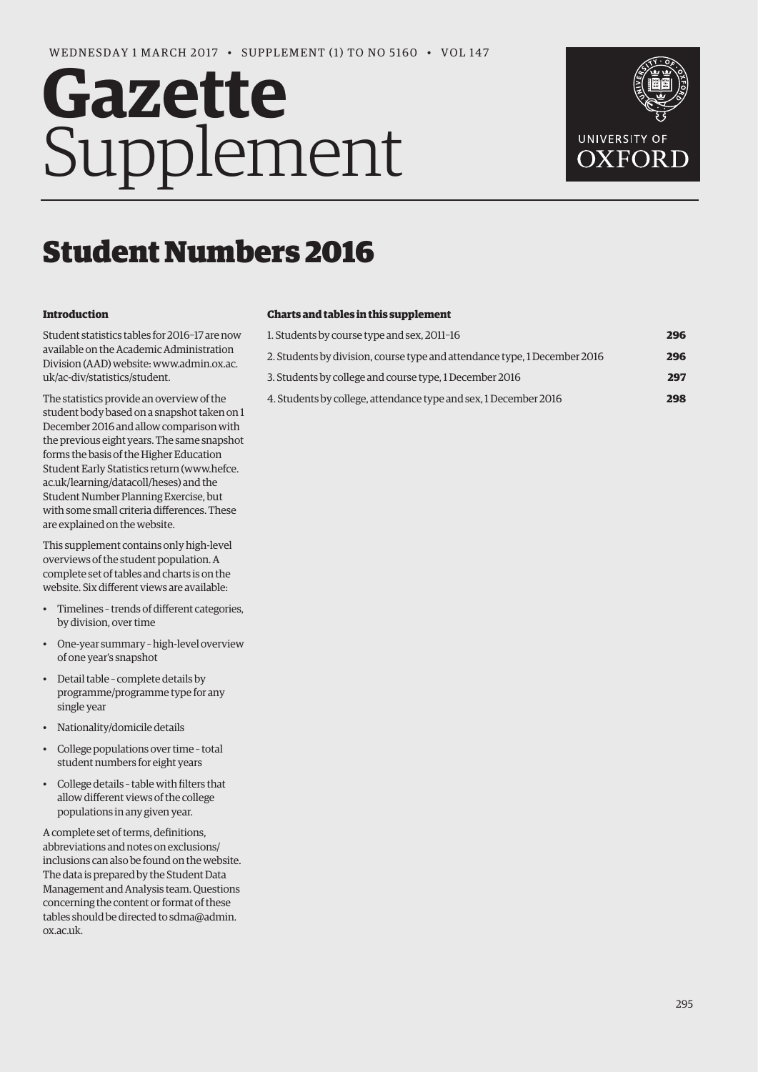WEDNESDAY 1 MARCH 2017 • SUPPLEMENT (1) TO NO 5160 • VOL 147

# Gazette Supplement

UNIVERSITY OF OXFORD

## Student Numbers 2016

### Introduction

Student statistics tables for 2016–17 are now available on the Academic Administration Division (AAD) website: www.admin.ox.ac.uk/ac-div/statistics/student.

The statistics provide an overview of the student body based on a snapshot taken on 1 December 2016 and allow comparison with the previous eight years. The same snapshot forms the basis of the Higher Education Student Early Statistics return (www.hefce.ac.uk/learning/datacoll/heses) and the Student Number Planning Exercise, but with some small criteria differences. These are explained on the website.

This supplement contains only high-level overviews of the student population. A complete set of tables and charts is on the website. Six different views are available:

- Timelines – trends of different categories, by division, over time
- One-year summary – high-level overview of one year's snapshot
- Detail table – complete details by programme/programme type for any single year
- Nationality/domicile details
- College populations over time – total student numbers for eight years
- College details – table with filters that allow different views of the college populations in any given year.

A complete set of terms, definitions, abbreviations and notes on exclusions/inclusions can also be found on the website. The data is prepared by the Student Data Management and Analysis team. Questions concerning the content or format of these tables should be directed to sdma@admin.ox.ac.uk.

### Charts and tables in this supplement

| | |
|---|---|
| 1. Students by course type and sex, 2011–16 | **296** |
| 2. Students by division, course type and attendance type, 1 December 2016 | **296** |
| 3. Students by college and course type, 1 December 2016 | **297** |
| 4. Students by college, attendance type and sex, 1 December 2016 | **298** |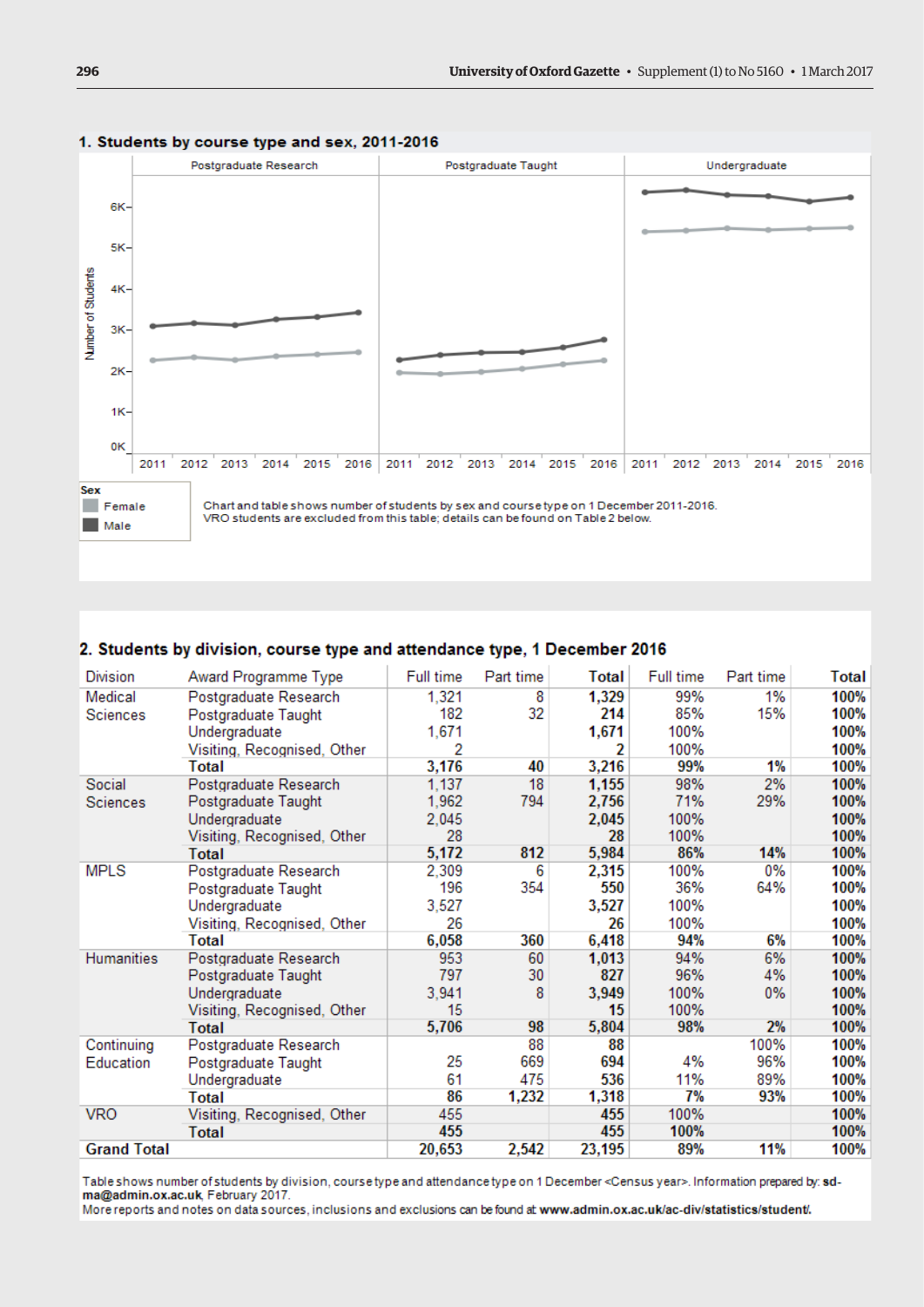## 1. Students by course type and sex, 2011-2016

Sex
- Female
- Male

Chart and table shows number of students by sex and course type on 1 December 2011-2016.
VRO students are excluded from this table; details can be found on Table 2 below.

## 2. Students by division, course type and attendance type, 1 December 2016

| Division | Award Programme Type | Full time | Part time | Total | Full time | Part time | Total |
|---|---|---|---|---|---|---|---|
| Medical Sciences | Postgraduate Research | 1,321 | 8 | **1,329** | 99% | 1% | **100%** |
| | Postgraduate Taught | 182 | 32 | **214** | 85% | 15% | **100%** |
| | Undergraduate | 1,671 | | **1,671** | 100% | | **100%** |
| | Visiting, Recognised, Other | 2 | | **2** | 100% | | **100%** |
| | **Total** | **3,176** | **40** | **3,216** | **99%** | **1%** | **100%** |
| Social Sciences | Postgraduate Research | 1,137 | 18 | **1,155** | 98% | 2% | **100%** |
| | Postgraduate Taught | 1,962 | 794 | **2,756** | 71% | 29% | **100%** |
| | Undergraduate | 2,045 | | **2,045** | 100% | | **100%** |
| | Visiting, Recognised, Other | 28 | | **28** | 100% | | **100%** |
| | **Total** | **5,172** | **812** | **5,984** | **86%** | **14%** | **100%** |
| MPLS | Postgraduate Research | 2,309 | 6 | **2,315** | 100% | 0% | **100%** |
| | Postgraduate Taught | 196 | 354 | **550** | 36% | 64% | **100%** |
| | Undergraduate | 3,527 | | **3,527** | 100% | | **100%** |
| | Visiting, Recognised, Other | 26 | | **26** | 100% | | **100%** |
| | **Total** | **6,058** | **360** | **6,418** | **94%** | **6%** | **100%** |
| Humanities | Postgraduate Research | 953 | 60 | **1,013** | 94% | 6% | **100%** |
| | Postgraduate Taught | 797 | 30 | **827** | 96% | 4% | **100%** |
| | Undergraduate | 3,941 | 8 | **3,949** | 100% | 0% | **100%** |
| | Visiting, Recognised, Other | 15 | | **15** | 100% | | **100%** |
| | **Total** | **5,706** | **98** | **5,804** | **98%** | **2%** | **100%** |
| Continuing Education | Postgraduate Research | | 88 | **88** | | 100% | **100%** |
| | Postgraduate Taught | 25 | 669 | **694** | 4% | 96% | **100%** |
| | Undergraduate | 61 | 475 | **536** | 11% | 89% | **100%** |
| | **Total** | **86** | **1,232** | **1,318** | **7%** | **93%** | **100%** |
| VRO | Visiting, Recognised, Other | 455 | | **455** | 100% | | **100%** |
| | **Total** | **455** | | **455** | **100%** | | **100%** |
| **Grand Total** | | **20,653** | **2,542** | **23,195** | **89%** | **11%** | **100%** |

Table shows number of students by division, course type and attendance type on 1 December <Census year>. Information prepared by: **sd-ma@admin.ox.ac.uk**, February 2017.
More reports and notes on data sources, inclusions and exclusions can be found at **www.admin.ox.ac.uk/ac-div/statistics/student/**.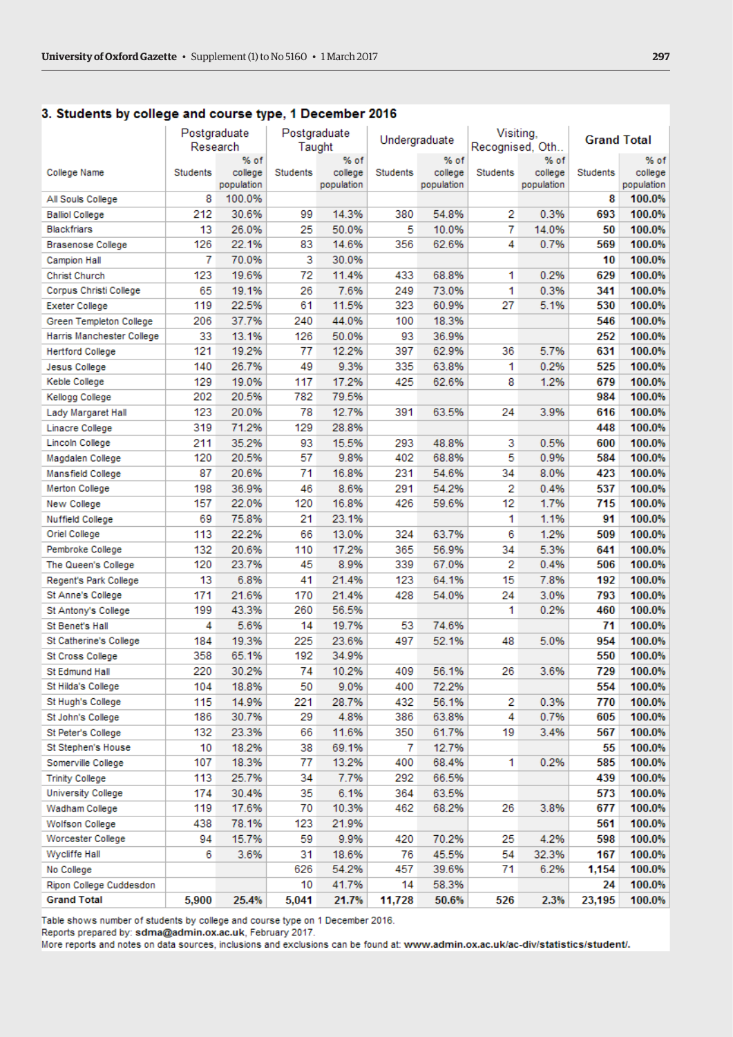## 3. Students by college and course type, 1 December 2016

| College Name | Postgraduate Research | | Postgraduate Taught | | Undergraduate | | Visiting, Recognised, Oth.. | | Grand Total | |
|---|---|---|---|---|---|---|---|---|---|---|
| | Students | % of college population | Students | % of college population | Students | % of college population | Students | % of college population | Students | % of college population |
| All Souls College | 8 | 100.0% | | | | | | | **8** | **100.0%** |
| Balliol College | 212 | 30.6% | 99 | 14.3% | 380 | 54.8% | 2 | 0.3% | **693** | **100.0%** |
| Blackfriars | 13 | 26.0% | 25 | 50.0% | 5 | 10.0% | 7 | 14.0% | **50** | **100.0%** |
| Brasenose College | 126 | 22.1% | 83 | 14.6% | 356 | 62.6% | 4 | 0.7% | **569** | **100.0%** |
| Campion Hall | 7 | 70.0% | 3 | 30.0% | | | | | **10** | **100.0%** |
| Christ Church | 123 | 19.6% | 72 | 11.4% | 433 | 68.8% | 1 | 0.2% | **629** | **100.0%** |
| Corpus Christi College | 65 | 19.1% | 26 | 7.6% | 249 | 73.0% | 1 | 0.3% | **341** | **100.0%** |
| Exeter College | 119 | 22.5% | 61 | 11.5% | 323 | 60.9% | 27 | 5.1% | **530** | **100.0%** |
| Green Templeton College | 206 | 37.7% | 240 | 44.0% | 100 | 18.3% | | | **546** | **100.0%** |
| Harris Manchester College | 33 | 13.1% | 126 | 50.0% | 93 | 36.9% | | | **252** | **100.0%** |
| Hertford College | 121 | 19.2% | 77 | 12.2% | 397 | 62.9% | 36 | 5.7% | **631** | **100.0%** |
| Jesus College | 140 | 26.7% | 49 | 9.3% | 335 | 63.8% | 1 | 0.2% | **525** | **100.0%** |
| Keble College | 129 | 19.0% | 117 | 17.2% | 425 | 62.6% | 8 | 1.2% | **679** | **100.0%** |
| Kellogg College | 202 | 20.5% | 782 | 79.5% | | | | | **984** | **100.0%** |
| Lady Margaret Hall | 123 | 20.0% | 78 | 12.7% | 391 | 63.5% | 24 | 3.9% | **616** | **100.0%** |
| Linacre College | 319 | 71.2% | 129 | 28.8% | | | | | **448** | **100.0%** |
| Lincoln College | 211 | 35.2% | 93 | 15.5% | 293 | 48.8% | 3 | 0.5% | **600** | **100.0%** |
| Magdalen College | 120 | 20.5% | 57 | 9.8% | 402 | 68.8% | 5 | 0.9% | **584** | **100.0%** |
| Mansfield College | 87 | 20.6% | 71 | 16.8% | 231 | 54.6% | 34 | 8.0% | **423** | **100.0%** |
| Merton College | 198 | 36.9% | 46 | 8.6% | 291 | 54.2% | 2 | 0.4% | **537** | **100.0%** |
| New College | 157 | 22.0% | 120 | 16.8% | 426 | 59.6% | 12 | 1.7% | **715** | **100.0%** |
| Nuffield College | 69 | 75.8% | 21 | 23.1% | | | 1 | 1.1% | **91** | **100.0%** |
| Oriel College | 113 | 22.2% | 66 | 13.0% | 324 | 63.7% | 6 | 1.2% | **509** | **100.0%** |
| Pembroke College | 132 | 20.6% | 110 | 17.2% | 365 | 56.9% | 34 | 5.3% | **641** | **100.0%** |
| The Queen's College | 120 | 23.7% | 45 | 8.9% | 339 | 67.0% | 2 | 0.4% | **506** | **100.0%** |
| Regent's Park College | 13 | 6.8% | 41 | 21.4% | 123 | 64.1% | 15 | 7.8% | **192** | **100.0%** |
| St Anne's College | 171 | 21.6% | 170 | 21.4% | 428 | 54.0% | 24 | 3.0% | **793** | **100.0%** |
| St Antony's College | 199 | 43.3% | 260 | 56.5% | | | 1 | 0.2% | **460** | **100.0%** |
| St Benet's Hall | 4 | 5.6% | 14 | 19.7% | 53 | 74.6% | | | **71** | **100.0%** |
| St Catherine's College | 184 | 19.3% | 225 | 23.6% | 497 | 52.1% | 48 | 5.0% | **954** | **100.0%** |
| St Cross College | 358 | 65.1% | 192 | 34.9% | | | | | **550** | **100.0%** |
| St Edmund Hall | 220 | 30.2% | 74 | 10.2% | 409 | 56.1% | 26 | 3.6% | **729** | **100.0%** |
| St Hilda's College | 104 | 18.8% | 50 | 9.0% | 400 | 72.2% | | | **554** | **100.0%** |
| St Hugh's College | 115 | 14.9% | 221 | 28.7% | 432 | 56.1% | 2 | 0.3% | **770** | **100.0%** |
| St John's College | 186 | 30.7% | 29 | 4.8% | 386 | 63.8% | 4 | 0.7% | **605** | **100.0%** |
| St Peter's College | 132 | 23.3% | 66 | 11.6% | 350 | 61.7% | 19 | 3.4% | **567** | **100.0%** |
| St Stephen's House | 10 | 18.2% | 38 | 69.1% | 7 | 12.7% | | | **55** | **100.0%** |
| Somerville College | 107 | 18.3% | 77 | 13.2% | 400 | 68.4% | 1 | 0.2% | **585** | **100.0%** |
| Trinity College | 113 | 25.7% | 34 | 7.7% | 292 | 66.5% | | | **439** | **100.0%** |
| University College | 174 | 30.4% | 35 | 6.1% | 364 | 63.5% | | | **573** | **100.0%** |
| Wadham College | 119 | 17.6% | 70 | 10.3% | 462 | 68.2% | 26 | 3.8% | **677** | **100.0%** |
| Wolfson College | 438 | 78.1% | 123 | 21.9% | | | | | **561** | **100.0%** |
| Worcester College | 94 | 15.7% | 59 | 9.9% | 420 | 70.2% | 25 | 4.2% | **598** | **100.0%** |
| Wycliffe Hall | 6 | 3.6% | 31 | 18.6% | 76 | 45.5% | 54 | 32.3% | **167** | **100.0%** |
| No College | | | 626 | 54.2% | 457 | 39.6% | 71 | 6.2% | **1,154** | **100.0%** |
| Ripon College Cuddesdon | | | 10 | 41.7% | 14 | 58.3% | | | **24** | **100.0%** |
| **Grand Total** | **5,900** | **25.4%** | **5,041** | **21.7%** | **11,728** | **50.6%** | **526** | **2.3%** | **23,195** | **100.0%** |

Table shows number of students by college and course type on 1 December 2016.
Reports prepared by: **sdma@admin.ox.ac.uk**, February 2017.
More reports and notes on data sources, inclusions and exclusions can be found at: **www.admin.ox.ac.uk/ac-div/statistics/student/.**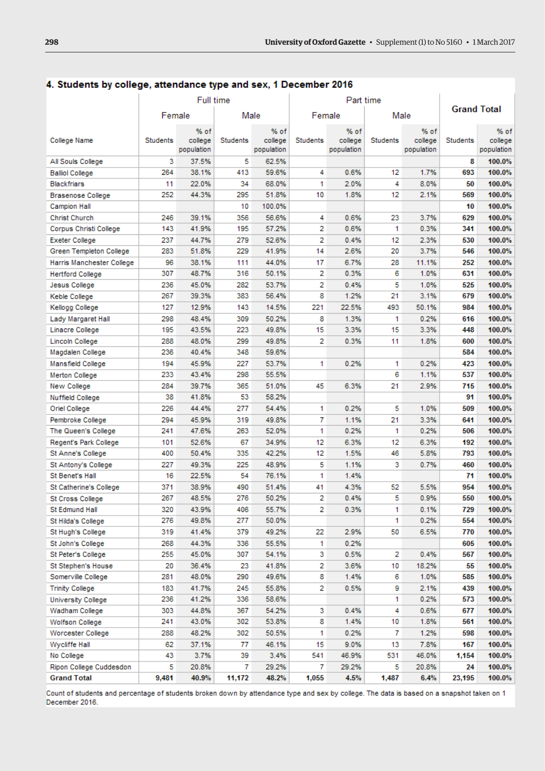## 4. Students by college, attendance type and sex, 1 December 2016

| College Name | Full time | | | | Part time | | | | Grand Total | |
|---|---|---|---|---|---|---|---|---|---|---|
| | Female | | Male | | Female | | Male | | | |
| | Students | % of college population | Students | % of college population | Students | % of college population | Students | % of college population | Students | % of college population |
| All Souls College | 3 | 37.5% | 5 | 62.5% | | | | | **8** | **100.0%** |
| Balliol College | 264 | 38.1% | 413 | 59.6% | 4 | 0.6% | 12 | 1.7% | **693** | **100.0%** |
| Blackfriars | 11 | 22.0% | 34 | 68.0% | 1 | 2.0% | 4 | 8.0% | **50** | **100.0%** |
| Brasenose College | 252 | 44.3% | 295 | 51.8% | 10 | 1.8% | 12 | 2.1% | **569** | **100.0%** |
| Campion Hall | | | 10 | 100.0% | | | | | **10** | **100.0%** |
| Christ Church | 246 | 39.1% | 356 | 56.6% | 4 | 0.6% | 23 | 3.7% | **629** | **100.0%** |
| Corpus Christi College | 143 | 41.9% | 195 | 57.2% | 2 | 0.6% | 1 | 0.3% | **341** | **100.0%** |
| Exeter College | 237 | 44.7% | 279 | 52.6% | 2 | 0.4% | 12 | 2.3% | **530** | **100.0%** |
| Green Templeton College | 283 | 51.8% | 229 | 41.9% | 14 | 2.6% | 20 | 3.7% | **546** | **100.0%** |
| Harris Manchester College | 96 | 38.1% | 111 | 44.0% | 17 | 6.7% | 28 | 11.1% | **252** | **100.0%** |
| Hertford College | 307 | 48.7% | 316 | 50.1% | 2 | 0.3% | 6 | 1.0% | **631** | **100.0%** |
| Jesus College | 236 | 45.0% | 282 | 53.7% | 2 | 0.4% | 5 | 1.0% | **525** | **100.0%** |
| Keble College | 267 | 39.3% | 383 | 56.4% | 8 | 1.2% | 21 | 3.1% | **679** | **100.0%** |
| Kellogg College | 127 | 12.9% | 143 | 14.5% | 221 | 22.5% | 493 | 50.1% | **984** | **100.0%** |
| Lady Margaret Hall | 298 | 48.4% | 309 | 50.2% | 8 | 1.3% | 1 | 0.2% | **616** | **100.0%** |
| Linacre College | 195 | 43.5% | 223 | 49.8% | 15 | 3.3% | 15 | 3.3% | **448** | **100.0%** |
| Lincoln College | 288 | 48.0% | 299 | 49.8% | 2 | 0.3% | 11 | 1.8% | **600** | **100.0%** |
| Magdalen College | 236 | 40.4% | 348 | 59.6% | | | | | **584** | **100.0%** |
| Mansfield College | 194 | 45.9% | 227 | 53.7% | 1 | 0.2% | 1 | 0.2% | **423** | **100.0%** |
| Merton College | 233 | 43.4% | 298 | 55.5% | | | 6 | 1.1% | **537** | **100.0%** |
| New College | 284 | 39.7% | 365 | 51.0% | 45 | 6.3% | 21 | 2.9% | **715** | **100.0%** |
| Nuffield College | 38 | 41.8% | 53 | 58.2% | | | | | **91** | **100.0%** |
| Oriel College | 226 | 44.4% | 277 | 54.4% | 1 | 0.2% | 5 | 1.0% | **509** | **100.0%** |
| Pembroke College | 294 | 45.9% | 319 | 49.8% | 7 | 1.1% | 21 | 3.3% | **641** | **100.0%** |
| The Queen's College | 241 | 47.6% | 263 | 52.0% | 1 | 0.2% | 1 | 0.2% | **506** | **100.0%** |
| Regent's Park College | 101 | 52.6% | 67 | 34.9% | 12 | 6.3% | 12 | 6.3% | **192** | **100.0%** |
| St Anne's College | 400 | 50.4% | 335 | 42.2% | 12 | 1.5% | 46 | 5.8% | **793** | **100.0%** |
| St Antony's College | 227 | 49.3% | 225 | 48.9% | 5 | 1.1% | 3 | 0.7% | **460** | **100.0%** |
| St Benet's Hall | 16 | 22.5% | 54 | 76.1% | 1 | 1.4% | | | **71** | **100.0%** |
| St Catherine's College | 371 | 38.9% | 490 | 51.4% | 41 | 4.3% | 52 | 5.5% | **954** | **100.0%** |
| St Cross College | 267 | 48.5% | 276 | 50.2% | 2 | 0.4% | 5 | 0.9% | **550** | **100.0%** |
| St Edmund Hall | 320 | 43.9% | 406 | 55.7% | 2 | 0.3% | 1 | 0.1% | **729** | **100.0%** |
| St Hilda's College | 276 | 49.8% | 277 | 50.0% | | | 1 | 0.2% | **554** | **100.0%** |
| St Hugh's College | 319 | 41.4% | 379 | 49.2% | 22 | 2.9% | 50 | 6.5% | **770** | **100.0%** |
| St John's College | 268 | 44.3% | 336 | 55.5% | 1 | 0.2% | | | **605** | **100.0%** |
| St Peter's College | 255 | 45.0% | 307 | 54.1% | 3 | 0.5% | 2 | 0.4% | **567** | **100.0%** |
| St Stephen's House | 20 | 36.4% | 23 | 41.8% | 2 | 3.6% | 10 | 18.2% | **55** | **100.0%** |
| Somerville College | 281 | 48.0% | 290 | 49.6% | 8 | 1.4% | 6 | 1.0% | **585** | **100.0%** |
| Trinity College | 183 | 41.7% | 245 | 55.8% | 2 | 0.5% | 9 | 2.1% | **439** | **100.0%** |
| University College | 236 | 41.2% | 336 | 58.6% | | | 1 | 0.2% | **573** | **100.0%** |
| Wadham College | 303 | 44.8% | 367 | 54.2% | 3 | 0.4% | 4 | 0.6% | **677** | **100.0%** |
| Wolfson College | 241 | 43.0% | 302 | 53.8% | 8 | 1.4% | 10 | 1.8% | **561** | **100.0%** |
| Worcester College | 288 | 48.2% | 302 | 50.5% | 1 | 0.2% | 7 | 1.2% | **598** | **100.0%** |
| Wycliffe Hall | 62 | 37.1% | 77 | 46.1% | 15 | 9.0% | 13 | 7.8% | **167** | **100.0%** |
| No College | 43 | 3.7% | 39 | 3.4% | 541 | 46.9% | 531 | 46.0% | **1,154** | **100.0%** |
| Ripon College Cuddesdon | 5 | 20.8% | 7 | 29.2% | 7 | 29.2% | 5 | 20.8% | **24** | **100.0%** |
| **Grand Total** | **9,481** | **40.9%** | **11,172** | **48.2%** | **1,055** | **4.5%** | **1,487** | **6.4%** | **23,195** | **100.0%** |

Count of students and percentage of students broken down by attendance type and sex by college. The data is based on a snapshot taken on 1 December 2016.